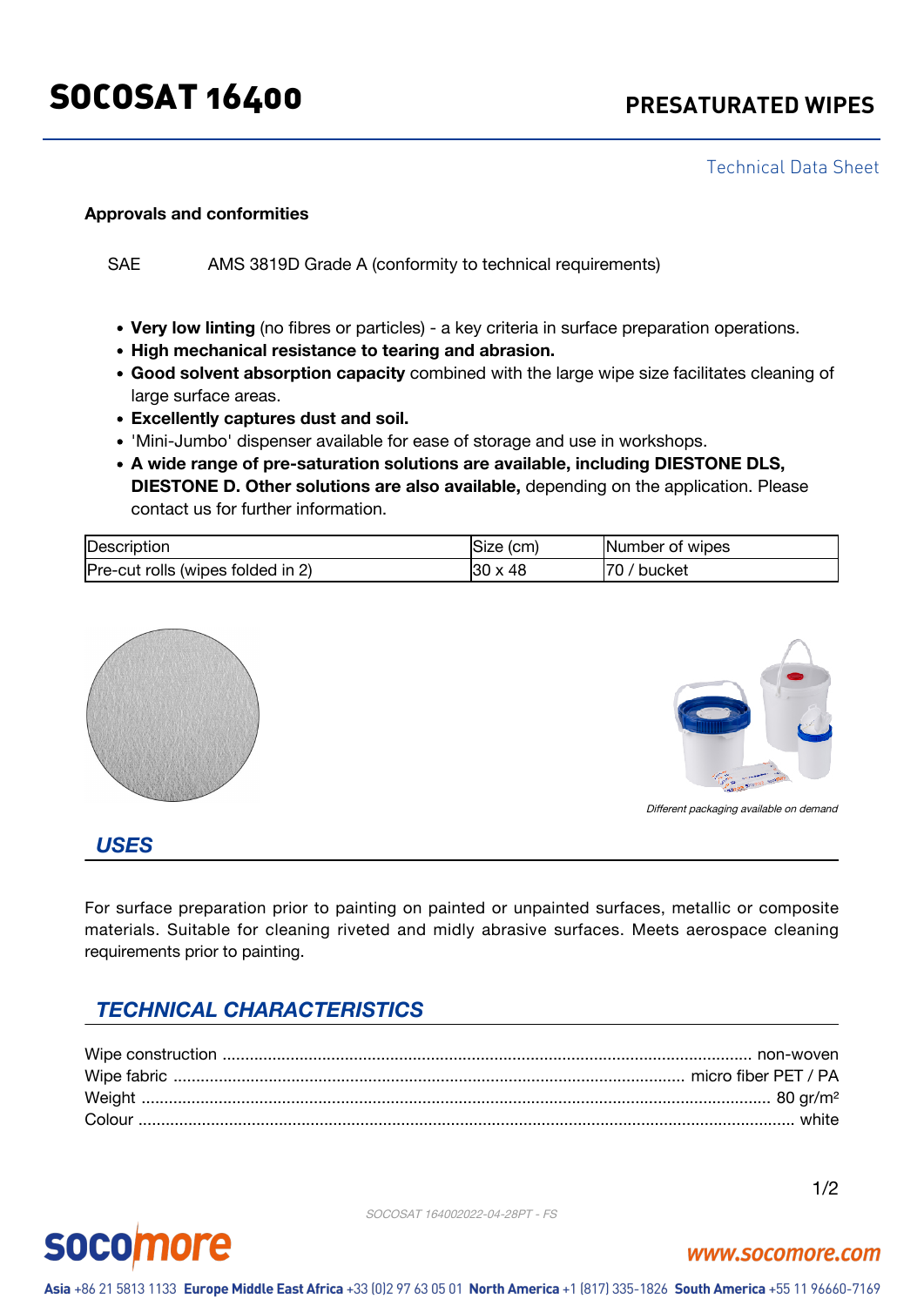# SOCOSAT 16400

## PRESATURATED WIPES

Technical Data Sheet

**Approvals and conformities**

SAE AMS 3819D Grade A (conformity to technical requirements)

- **Very low linting** (no fibres or particles) - a key criteria in surface preparation operations.
- **High mechanical resistance to tearing and abrasion.**
- **Good solvent absorption capacity** combined with the large wipe size facilitates cleaning of large surface areas.
- **Excellently captures dust and soil.**
- 'Mini-Jumbo' dispenser available for ease of storage and use in workshops.
- **A wide range of pre-saturation solutions are available, including DIESTONE DLS, DIESTONE D. Other solutions are also available,** depending on the application. Please contact us for further information.

| Description | Size (cm) | Number of wipes |
|---|---|---|
| Pre-cut rolls (wipes folded in 2) | 30 x 48 | 70 / bucket |

*Different packaging available on demand*

## *USES*

For surface preparation prior to painting on painted or unpainted surfaces, metallic or composite materials. Suitable for cleaning riveted and midly abrasive surfaces. Meets aerospace cleaning requirements prior to painting.

## *TECHNICAL CHARACTERISTICS*

Wipe construction ........ non-woven
Wipe fabric ........ micro fiber PET / PA
Weight ........ 80 gr/m²
Colour ........ white

SOCOSAT 164002022-04-28PT - FS

socomore — www.socomore.com

**Asia** +86 21 5813 1133 **Europe Middle East Africa** +33 (0)2 97 63 05 01 **North America** +1 (817) 335-1826 **South America** +55 11 96660-7169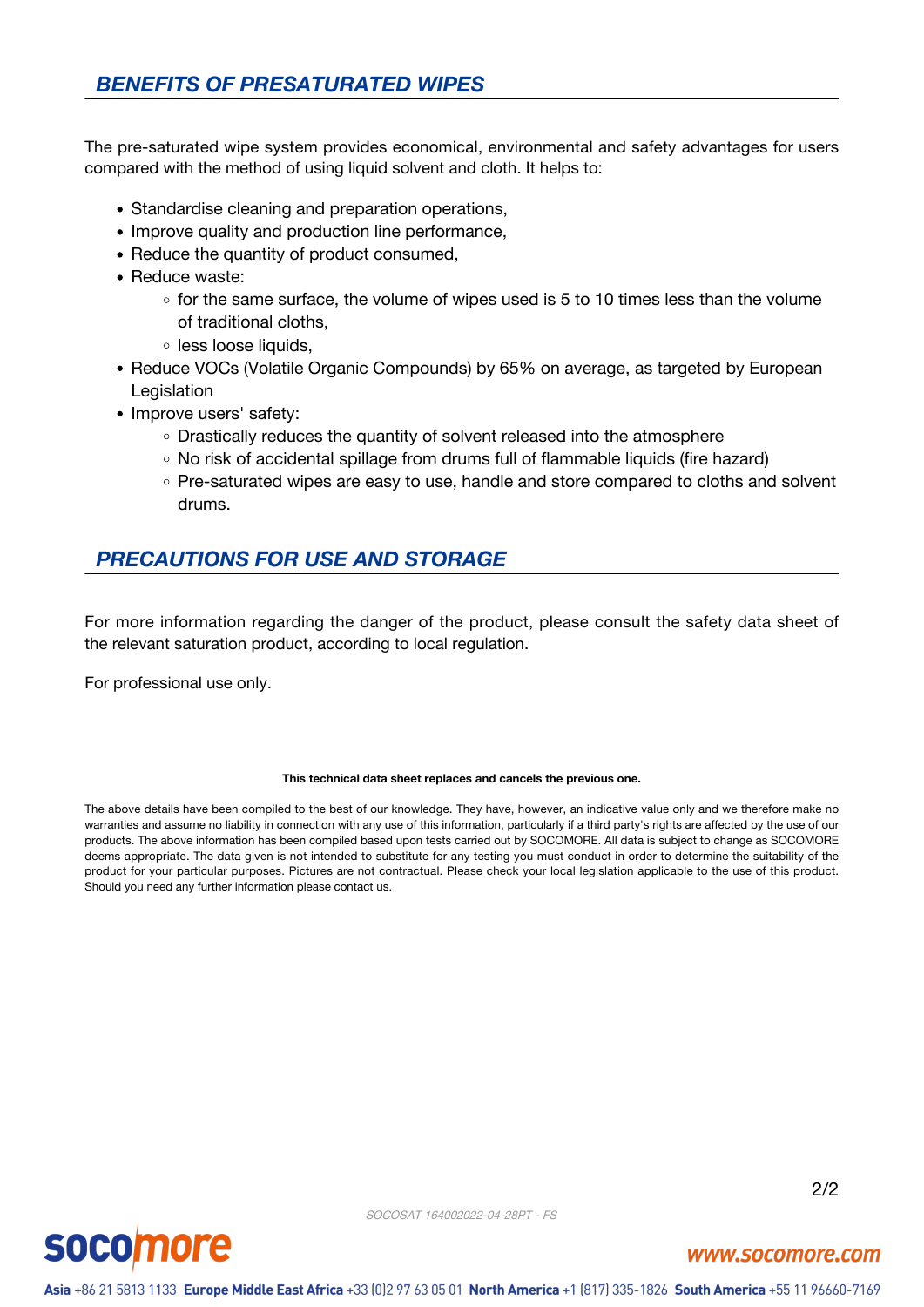## BENEFITS OF PRESATURATED WIPES

The pre-saturated wipe system provides economical, environmental and safety advantages for users compared with the method of using liquid solvent and cloth. It helps to:

- Standardise cleaning and preparation operations,
- Improve quality and production line performance,
- Reduce the quantity of product consumed,
- Reduce waste:
  - for the same surface, the volume of wipes used is 5 to 10 times less than the volume of traditional cloths,
  - less loose liquids,
- Reduce VOCs (Volatile Organic Compounds) by 65% on average, as targeted by European Legislation
- Improve users' safety:
  - Drastically reduces the quantity of solvent released into the atmosphere
  - No risk of accidental spillage from drums full of flammable liquids (fire hazard)
  - Pre-saturated wipes are easy to use, handle and store compared to cloths and solvent drums.

## PRECAUTIONS FOR USE AND STORAGE

For more information regarding the danger of the product, please consult the safety data sheet of the relevant saturation product, according to local regulation.

For professional use only.

**This technical data sheet replaces and cancels the previous one.**

The above details have been compiled to the best of our knowledge. They have, however, an indicative value only and we therefore make no warranties and assume no liability in connection with any use of this information, particularly if a third party's rights are affected by the use of our products. The above information has been compiled based upon tests carried out by SOCOMORE. All data is subject to change as SOCOMORE deems appropriate. The data given is not intended to substitute for any testing you must conduct in order to determine the suitability of the product for your particular purposes. Pictures are not contractual. Please check your local legislation applicable to the use of this product. Should you need any further information please contact us.

*SOCOSAT 164002022-04-28PT - FS*

socomore

www.socomore.com

**Asia** +86 21 5813 1133 **Europe Middle East Africa** +33 (0)2 97 63 05 01 **North America** +1 (817) 335-1826 **South America** +55 11 96660-7169